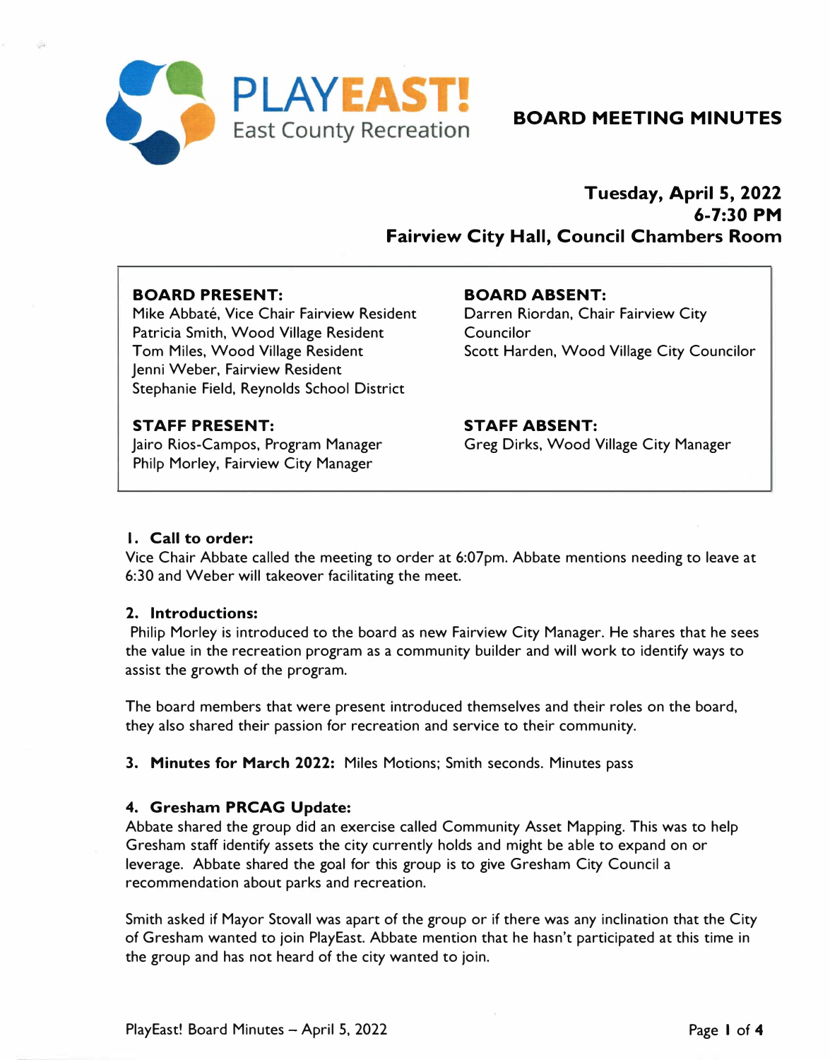PLAYEAST! East County Recreation

# BOARD MEETING MINUTES

**Tuesday, April 5, 2022**
**6-7:30 PM**
**Fairview City Hall, Council Chambers Room**

**BOARD PRESENT:**
Mike Abbaté, Vice Chair Fairview Resident
Patricia Smith, Wood Village Resident
Tom Miles, Wood Village Resident
Jenni Weber, Fairview Resident
Stephanie Field, Reynolds School District

**BOARD ABSENT:**
Darren Riordan, Chair Fairview City Councilor
Scott Harden, Wood Village City Councilor

**STAFF PRESENT:**
Jairo Rios-Campos, Program Manager
Philp Morley, Fairview City Manager

**STAFF ABSENT:**
Greg Dirks, Wood Village City Manager

### 1. Call to order:

Vice Chair Abbate called the meeting to order at 6:07pm. Abbate mentions needing to leave at 6:30 and Weber will takeover facilitating the meet.

### 2. Introductions:

Philip Morley is introduced to the board as new Fairview City Manager. He shares that he sees the value in the recreation program as a community builder and will work to identify ways to assist the growth of the program.

The board members that were present introduced themselves and their roles on the board, they also shared their passion for recreation and service to their community.

### 3. Minutes for March 2022:

Miles Motions; Smith seconds. Minutes pass

### 4. Gresham PRCAG Update:

Abbate shared the group did an exercise called Community Asset Mapping. This was to help Gresham staff identify assets the city currently holds and might be able to expand on or leverage. Abbate shared the goal for this group is to give Gresham City Council a recommendation about parks and recreation.

Smith asked if Mayor Stovall was apart of the group or if there was any inclination that the City of Gresham wanted to join PlayEast. Abbate mention that he hasn't participated at this time in the group and has not heard of the city wanted to join.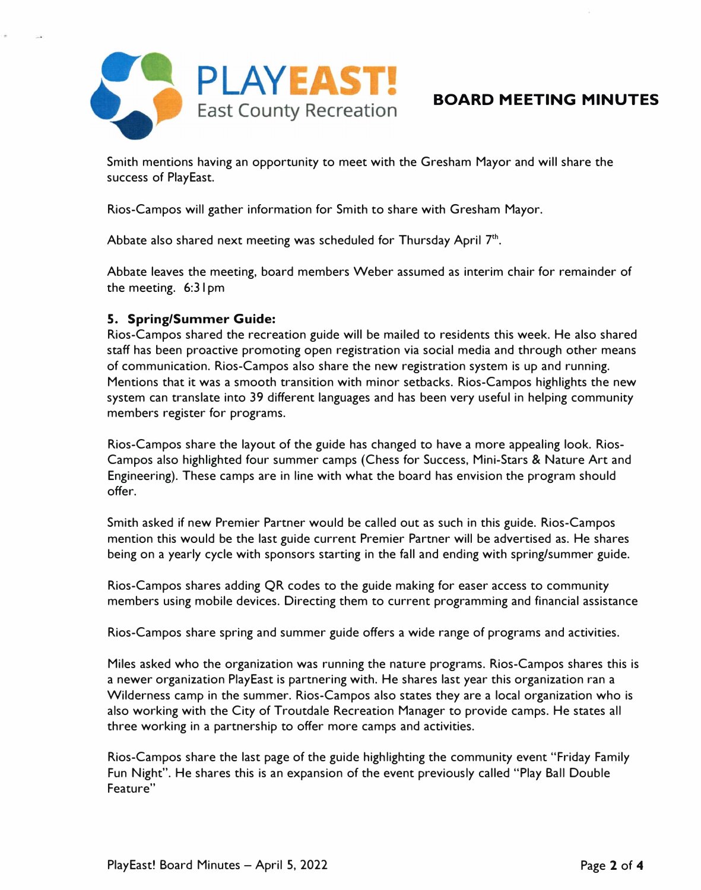Smith mentions having an opportunity to meet with the Gresham Mayor and will share the success of PlayEast.

Rios-Campos will gather information for Smith to share with Gresham Mayor.

Abbate also shared next meeting was scheduled for Thursday April 7th.

Abbate leaves the meeting, board members Weber assumed as interim chair for remainder of the meeting. 6:31pm

**5. Spring/Summer Guide:**
Rios-Campos shared the recreation guide will be mailed to residents this week. He also shared staff has been proactive promoting open registration via social media and through other means of communication. Rios-Campos also share the new registration system is up and running. Mentions that it was a smooth transition with minor setbacks. Rios-Campos highlights the new system can translate into 39 different languages and has been very useful in helping community members register for programs.

Rios-Campos share the layout of the guide has changed to have a more appealing look. Rios-Campos also highlighted four summer camps (Chess for Success, Mini-Stars & Nature Art and Engineering). These camps are in line with what the board has envision the program should offer.

Smith asked if new Premier Partner would be called out as such in this guide. Rios-Campos mention this would be the last guide current Premier Partner will be advertised as. He shares being on a yearly cycle with sponsors starting in the fall and ending with spring/summer guide.

Rios-Campos shares adding QR codes to the guide making for easer access to community members using mobile devices. Directing them to current programming and financial assistance

Rios-Campos share spring and summer guide offers a wide range of programs and activities.

Miles asked who the organization was running the nature programs. Rios-Campos shares this is a newer organization PlayEast is partnering with. He shares last year this organization ran a Wilderness camp in the summer. Rios-Campos also states they are a local organization who is also working with the City of Troutdale Recreation Manager to provide camps. He states all three working in a partnership to offer more camps and activities.

Rios-Campos share the last page of the guide highlighting the community event "Friday Family Fun Night". He shares this is an expansion of the event previously called "Play Ball Double Feature"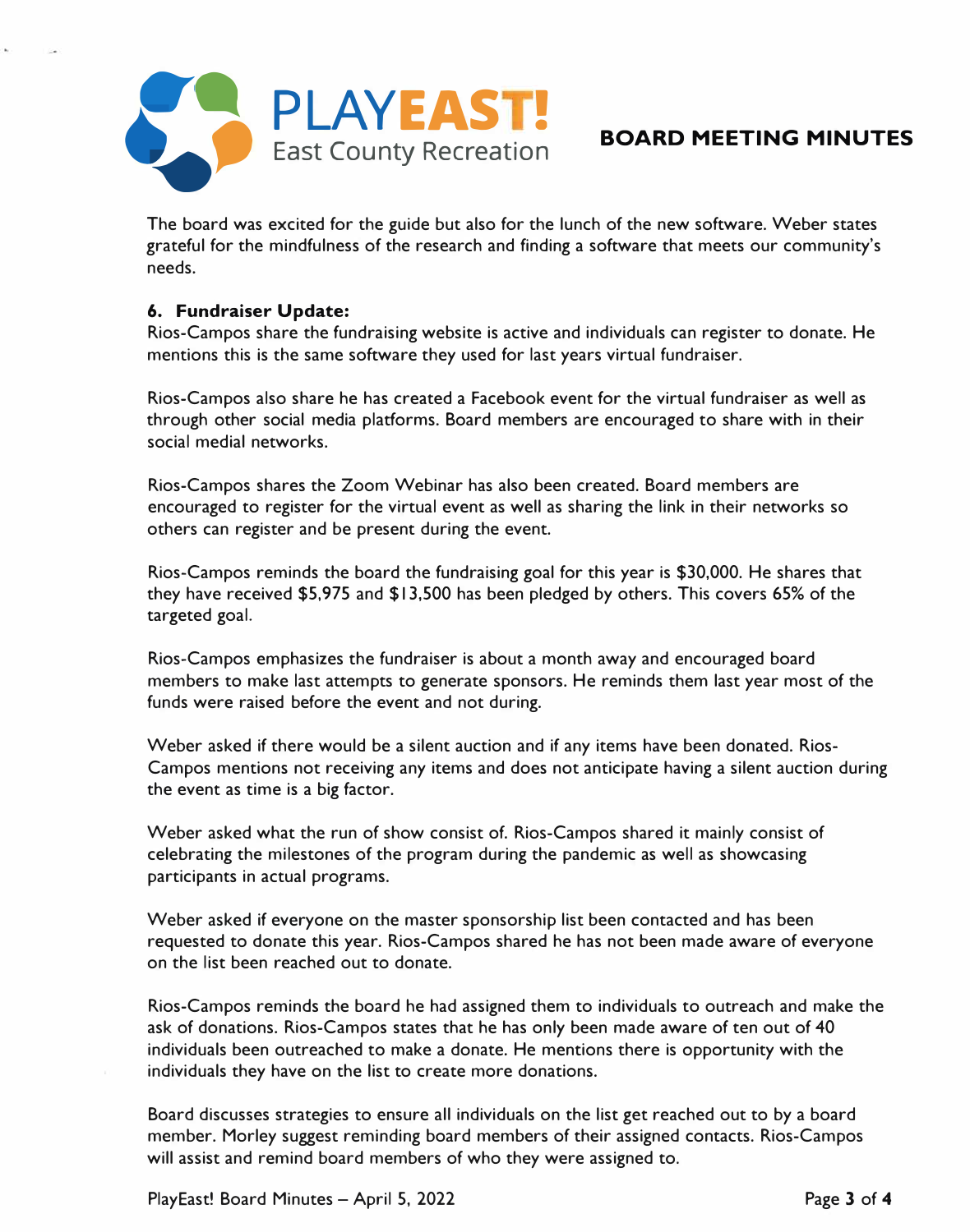The board was excited for the guide but also for the lunch of the new software. Weber states grateful for the mindfulness of the research and finding a software that meets our community's needs.

**6. Fundraiser Update:**

Rios-Campos share the fundraising website is active and individuals can register to donate. He mentions this is the same software they used for last years virtual fundraiser.

Rios-Campos also share he has created a Facebook event for the virtual fundraiser as well as through other social media platforms. Board members are encouraged to share with in their social medial networks.

Rios-Campos shares the Zoom Webinar has also been created. Board members are encouraged to register for the virtual event as well as sharing the link in their networks so others can register and be present during the event.

Rios-Campos reminds the board the fundraising goal for this year is $30,000. He shares that they have received $5,975 and $13,500 has been pledged by others. This covers 65% of the targeted goal.

Rios-Campos emphasizes the fundraiser is about a month away and encouraged board members to make last attempts to generate sponsors. He reminds them last year most of the funds were raised before the event and not during.

Weber asked if there would be a silent auction and if any items have been donated. Rios-Campos mentions not receiving any items and does not anticipate having a silent auction during the event as time is a big factor.

Weber asked what the run of show consist of. Rios-Campos shared it mainly consist of celebrating the milestones of the program during the pandemic as well as showcasing participants in actual programs.

Weber asked if everyone on the master sponsorship list been contacted and has been requested to donate this year. Rios-Campos shared he has not been made aware of everyone on the list been reached out to donate.

Rios-Campos reminds the board he had assigned them to individuals to outreach and make the ask of donations. Rios-Campos states that he has only been made aware of ten out of 40 individuals been outreached to make a donate. He mentions there is opportunity with the individuals they have on the list to create more donations.

Board discusses strategies to ensure all individuals on the list get reached out to by a board member. Morley suggest reminding board members of their assigned contacts. Rios-Campos will assist and remind board members of who they were assigned to.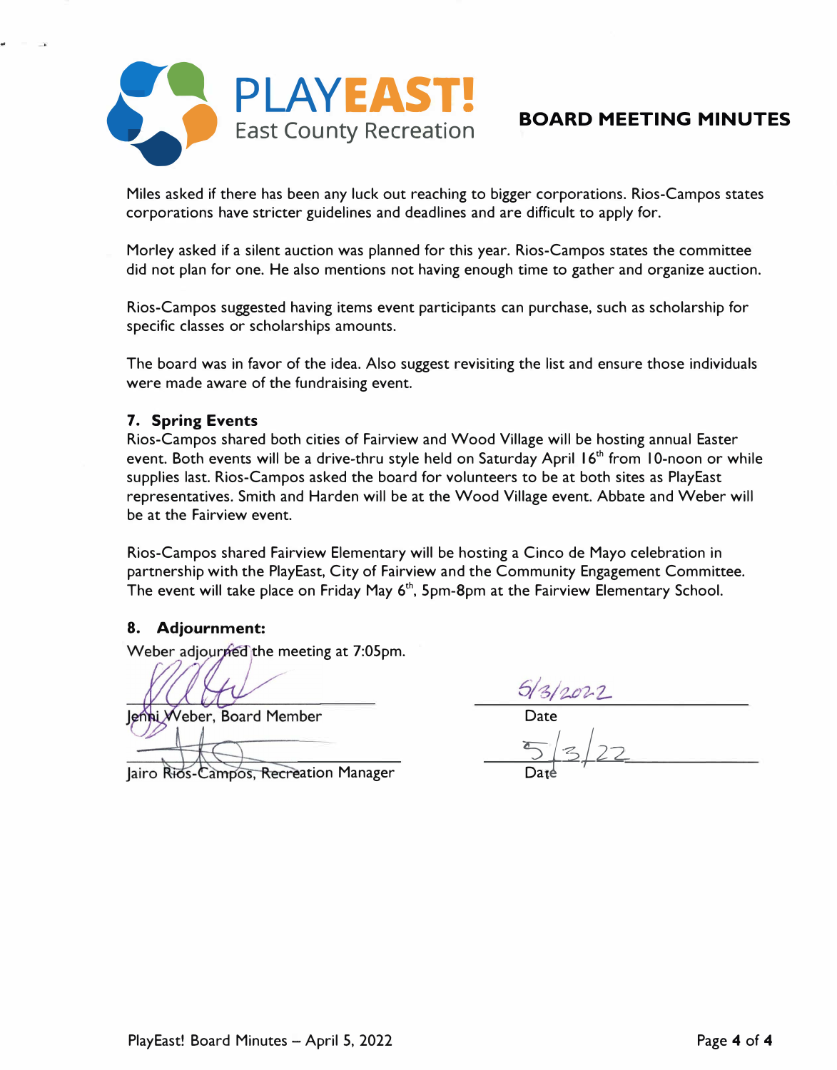Miles asked if there has been any luck out reaching to bigger corporations. Rios-Campos states corporations have stricter guidelines and deadlines and are difficult to apply for.

Morley asked if a silent auction was planned for this year. Rios-Campos states the committee did not plan for one. He also mentions not having enough time to gather and organize auction.

Rios-Campos suggested having items event participants can purchase, such as scholarship for specific classes or scholarships amounts.

The board was in favor of the idea. Also suggest revisiting the list and ensure those individuals were made aware of the fundraising event.

### 7. Spring Events

Rios-Campos shared both cities of Fairview and Wood Village will be hosting annual Easter event. Both events will be a drive-thru style held on Saturday April 16th from 10-noon or while supplies last. Rios-Campos asked the board for volunteers to be at both sites as PlayEast representatives. Smith and Harden will be at the Wood Village event. Abbate and Weber will be at the Fairview event.

Rios-Campos shared Fairview Elementary will be hosting a Cinco de Mayo celebration in partnership with the PlayEast, City of Fairview and the Community Engagement Committee. The event will take place on Friday May 6th, 5pm-8pm at the Fairview Elementary School.

### 8. Adjournment:

Weber adjourned the meeting at 7:05pm.

Jenni Weber, Board Member — Date: 5/3/2022

Jairo Rios-Campos, Recreation Manager — Date: 5/3/22